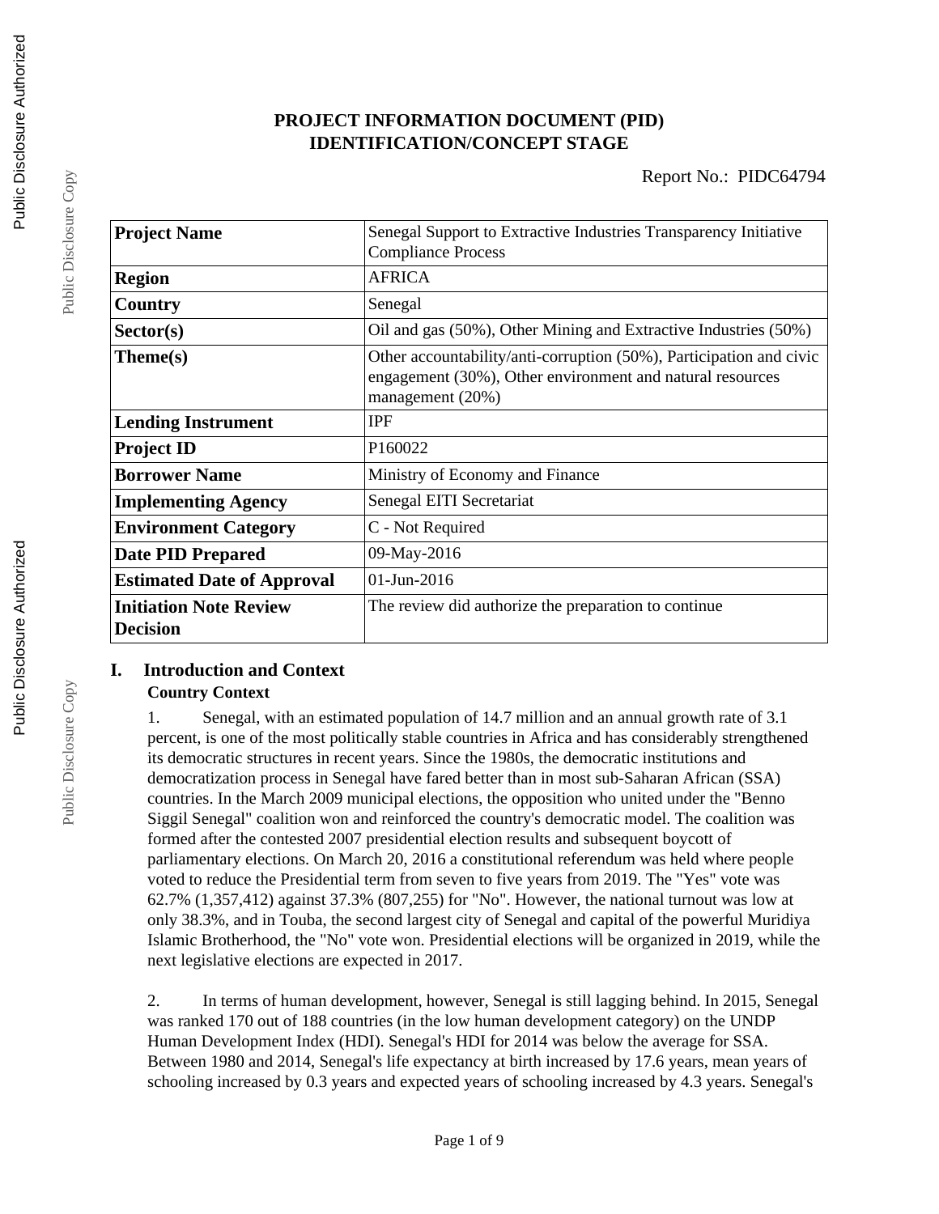# PROJECT INFORMATION DOCUMENT (PID)
# IDENTIFICATION/CONCEPT STAGE

Report No.: PIDC64794

| **Project Name** | Senegal Support to Extractive Industries Transparency Initiative Compliance Process |
|---|---|
| **Region** | AFRICA |
| **Country** | Senegal |
| **Sector(s)** | Oil and gas (50%), Other Mining and Extractive Industries (50%) |
| **Theme(s)** | Other accountability/anti-corruption (50%), Participation and civic engagement (30%), Other environment and natural resources management (20%) |
| **Lending Instrument** | IPF |
| **Project ID** | P160022 |
| **Borrower Name** | Ministry of Economy and Finance |
| **Implementing Agency** | Senegal EITI Secretariat |
| **Environment Category** | C - Not Required |
| **Date PID Prepared** | 09-May-2016 |
| **Estimated Date of Approval** | 01-Jun-2016 |
| **Initiation Note Review Decision** | The review did authorize the preparation to continue |

## I. Introduction and Context

### Country Context

1. Senegal, with an estimated population of 14.7 million and an annual growth rate of 3.1 percent, is one of the most politically stable countries in Africa and has considerably strengthened its democratic structures in recent years. Since the 1980s, the democratic institutions and democratization process in Senegal have fared better than in most sub-Saharan African (SSA) countries. In the March 2009 municipal elections, the opposition who united under the "Benno Siggil Senegal" coalition won and reinforced the country's democratic model. The coalition was formed after the contested 2007 presidential election results and subsequent boycott of parliamentary elections. On March 20, 2016 a constitutional referendum was held where people voted to reduce the Presidential term from seven to five years from 2019. The "Yes" vote was 62.7% (1,357,412) against 37.3% (807,255) for "No". However, the national turnout was low at only 38.3%, and in Touba, the second largest city of Senegal and capital of the powerful Muridiya Islamic Brotherhood, the "No" vote won. Presidential elections will be organized in 2019, while the next legislative elections are expected in 2017.

2. In terms of human development, however, Senegal is still lagging behind. In 2015, Senegal was ranked 170 out of 188 countries (in the low human development category) on the UNDP Human Development Index (HDI). Senegal's HDI for 2014 was below the average for SSA. Between 1980 and 2014, Senegal's life expectancy at birth increased by 17.6 years, mean years of schooling increased by 0.3 years and expected years of schooling increased by 4.3 years. Senegal's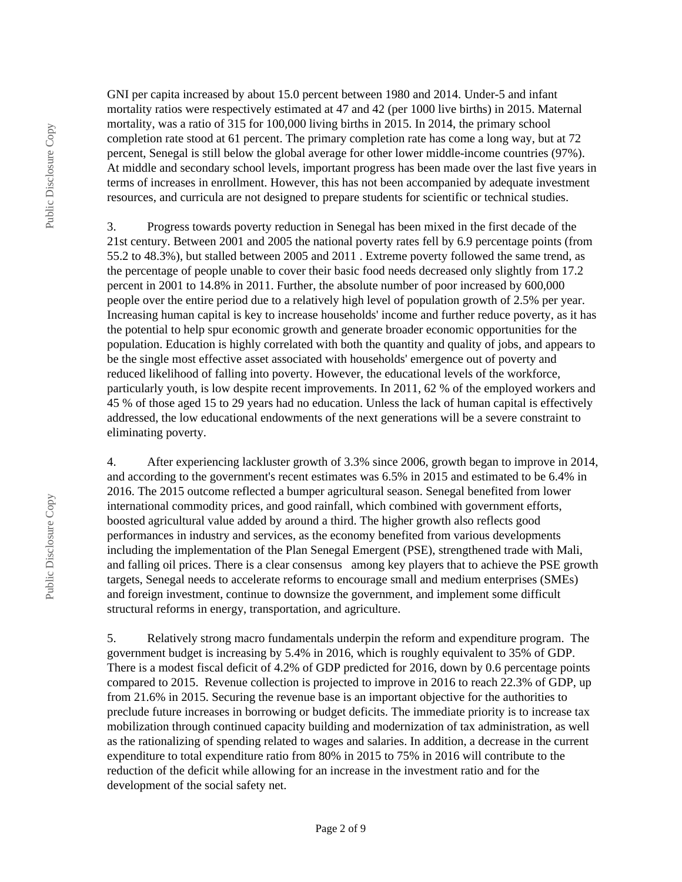GNI per capita increased by about 15.0 percent between 1980 and 2014. Under-5 and infant mortality ratios were respectively estimated at 47 and 42 (per 1000 live births) in 2015. Maternal mortality, was a ratio of 315 for 100,000 living births in 2015. In 2014, the primary school completion rate stood at 61 percent. The primary completion rate has come a long way, but at 72 percent, Senegal is still below the global average for other lower middle-income countries (97%). At middle and secondary school levels, important progress has been made over the last five years in terms of increases in enrollment. However, this has not been accompanied by adequate investment resources, and curricula are not designed to prepare students for scientific or technical studies.

3. Progress towards poverty reduction in Senegal has been mixed in the first decade of the 21st century. Between 2001 and 2005 the national poverty rates fell by 6.9 percentage points (from 55.2 to 48.3%), but stalled between 2005 and 2011 . Extreme poverty followed the same trend, as the percentage of people unable to cover their basic food needs decreased only slightly from 17.2 percent in 2001 to 14.8% in 2011. Further, the absolute number of poor increased by 600,000 people over the entire period due to a relatively high level of population growth of 2.5% per year. Increasing human capital is key to increase households' income and further reduce poverty, as it has the potential to help spur economic growth and generate broader economic opportunities for the population. Education is highly correlated with both the quantity and quality of jobs, and appears to be the single most effective asset associated with households' emergence out of poverty and reduced likelihood of falling into poverty. However, the educational levels of the workforce, particularly youth, is low despite recent improvements. In 2011, 62 % of the employed workers and 45 % of those aged 15 to 29 years had no education. Unless the lack of human capital is effectively addressed, the low educational endowments of the next generations will be a severe constraint to eliminating poverty.

4. After experiencing lackluster growth of 3.3% since 2006, growth began to improve in 2014, and according to the government's recent estimates was 6.5% in 2015 and estimated to be 6.4% in 2016. The 2015 outcome reflected a bumper agricultural season. Senegal benefited from lower international commodity prices, and good rainfall, which combined with government efforts, boosted agricultural value added by around a third. The higher growth also reflects good performances in industry and services, as the economy benefited from various developments including the implementation of the Plan Senegal Emergent (PSE), strengthened trade with Mali, and falling oil prices. There is a clear consensus among key players that to achieve the PSE growth targets, Senegal needs to accelerate reforms to encourage small and medium enterprises (SMEs) and foreign investment, continue to downsize the government, and implement some difficult structural reforms in energy, transportation, and agriculture.

5. Relatively strong macro fundamentals underpin the reform and expenditure program. The government budget is increasing by 5.4% in 2016, which is roughly equivalent to 35% of GDP. There is a modest fiscal deficit of 4.2% of GDP predicted for 2016, down by 0.6 percentage points compared to 2015. Revenue collection is projected to improve in 2016 to reach 22.3% of GDP, up from 21.6% in 2015. Securing the revenue base is an important objective for the authorities to preclude future increases in borrowing or budget deficits. The immediate priority is to increase tax mobilization through continued capacity building and modernization of tax administration, as well as the rationalizing of spending related to wages and salaries. In addition, a decrease in the current expenditure to total expenditure ratio from 80% in 2015 to 75% in 2016 will contribute to the reduction of the deficit while allowing for an increase in the investment ratio and for the development of the social safety net.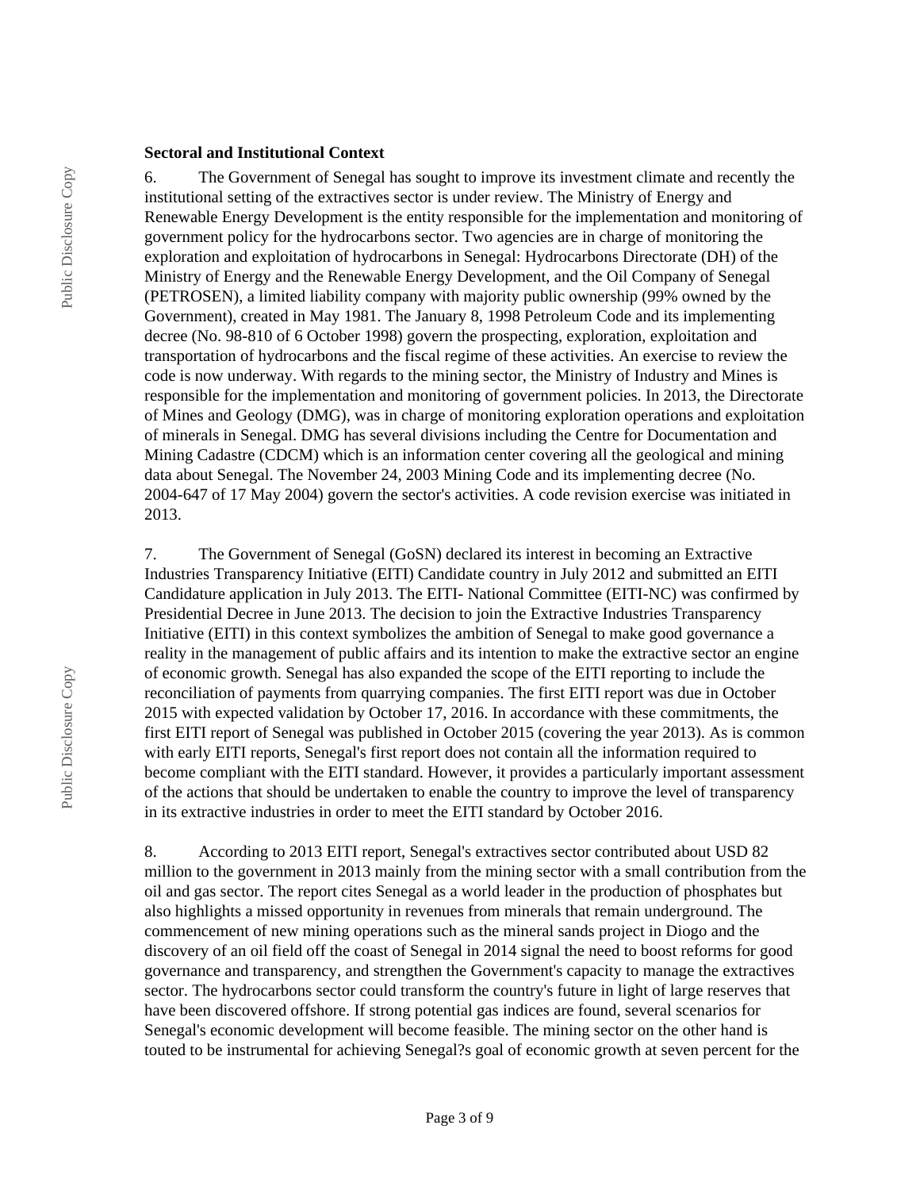**Sectoral and Institutional Context**

6. The Government of Senegal has sought to improve its investment climate and recently the institutional setting of the extractives sector is under review. The Ministry of Energy and Renewable Energy Development is the entity responsible for the implementation and monitoring of government policy for the hydrocarbons sector. Two agencies are in charge of monitoring the exploration and exploitation of hydrocarbons in Senegal: Hydrocarbons Directorate (DH) of the Ministry of Energy and the Renewable Energy Development, and the Oil Company of Senegal (PETROSEN), a limited liability company with majority public ownership (99% owned by the Government), created in May 1981. The January 8, 1998 Petroleum Code and its implementing decree (No. 98-810 of 6 October 1998) govern the prospecting, exploration, exploitation and transportation of hydrocarbons and the fiscal regime of these activities. An exercise to review the code is now underway. With regards to the mining sector, the Ministry of Industry and Mines is responsible for the implementation and monitoring of government policies. In 2013, the Directorate of Mines and Geology (DMG), was in charge of monitoring exploration operations and exploitation of minerals in Senegal. DMG has several divisions including the Centre for Documentation and Mining Cadastre (CDCM) which is an information center covering all the geological and mining data about Senegal. The November 24, 2003 Mining Code and its implementing decree (No. 2004-647 of 17 May 2004) govern the sector's activities. A code revision exercise was initiated in 2013.

7. The Government of Senegal (GoSN) declared its interest in becoming an Extractive Industries Transparency Initiative (EITI) Candidate country in July 2012 and submitted an EITI Candidature application in July 2013. The EITI- National Committee (EITI-NC) was confirmed by Presidential Decree in June 2013. The decision to join the Extractive Industries Transparency Initiative (EITI) in this context symbolizes the ambition of Senegal to make good governance a reality in the management of public affairs and its intention to make the extractive sector an engine of economic growth. Senegal has also expanded the scope of the EITI reporting to include the reconciliation of payments from quarrying companies. The first EITI report was due in October 2015 with expected validation by October 17, 2016. In accordance with these commitments, the first EITI report of Senegal was published in October 2015 (covering the year 2013). As is common with early EITI reports, Senegal's first report does not contain all the information required to become compliant with the EITI standard. However, it provides a particularly important assessment of the actions that should be undertaken to enable the country to improve the level of transparency in its extractive industries in order to meet the EITI standard by October 2016.

8. According to 2013 EITI report, Senegal's extractives sector contributed about USD 82 million to the government in 2013 mainly from the mining sector with a small contribution from the oil and gas sector. The report cites Senegal as a world leader in the production of phosphates but also highlights a missed opportunity in revenues from minerals that remain underground. The commencement of new mining operations such as the mineral sands project in Diogo and the discovery of an oil field off the coast of Senegal in 2014 signal the need to boost reforms for good governance and transparency, and strengthen the Government's capacity to manage the extractives sector. The hydrocarbons sector could transform the country's future in light of large reserves that have been discovered offshore. If strong potential gas indices are found, several scenarios for Senegal's economic development will become feasible. The mining sector on the other hand is touted to be instrumental for achieving Senegal?s goal of economic growth at seven percent for the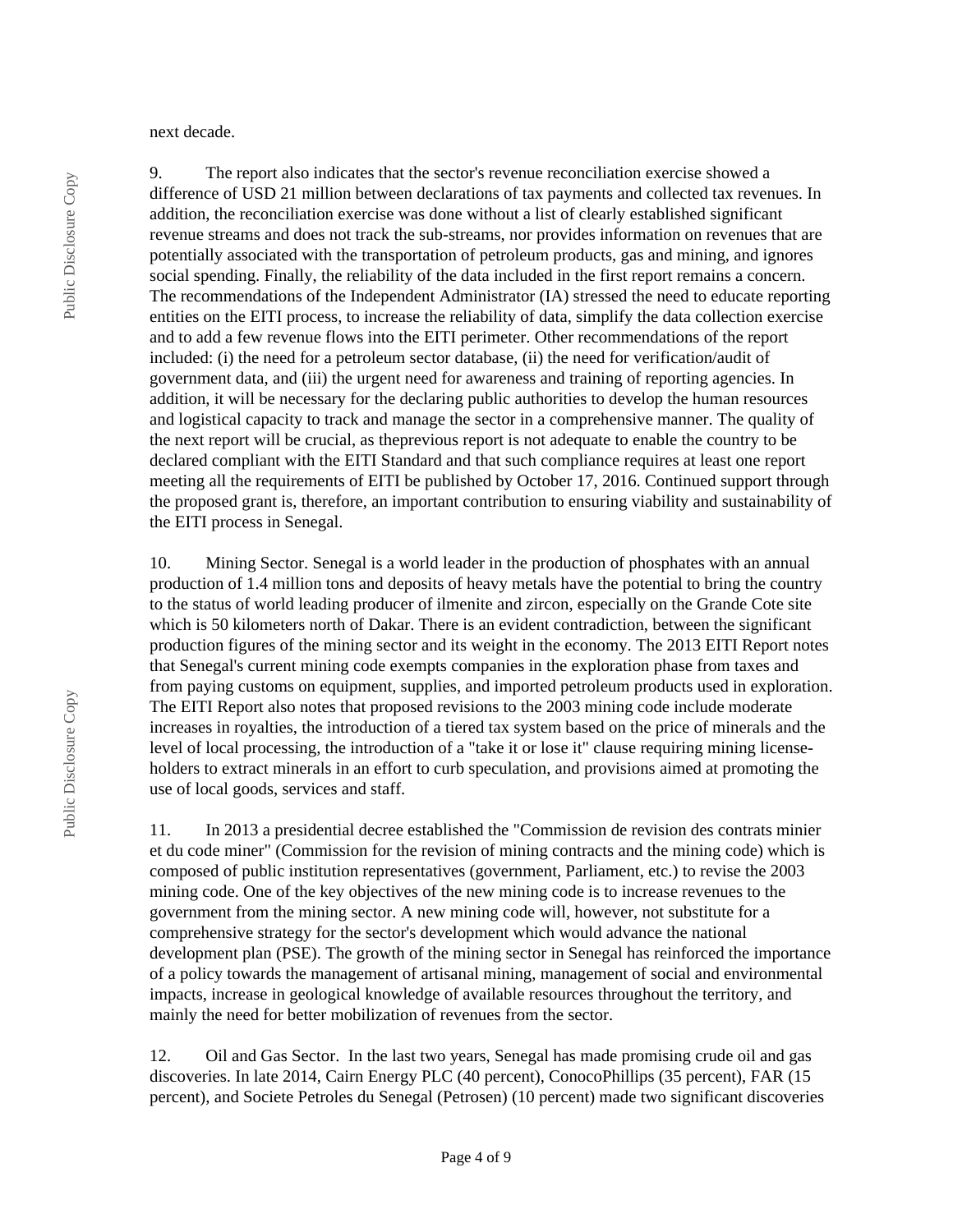next decade.

9. The report also indicates that the sector's revenue reconciliation exercise showed a difference of USD 21 million between declarations of tax payments and collected tax revenues. In addition, the reconciliation exercise was done without a list of clearly established significant revenue streams and does not track the sub-streams, nor provides information on revenues that are potentially associated with the transportation of petroleum products, gas and mining, and ignores social spending. Finally, the reliability of the data included in the first report remains a concern. The recommendations of the Independent Administrator (IA) stressed the need to educate reporting entities on the EITI process, to increase the reliability of data, simplify the data collection exercise and to add a few revenue flows into the EITI perimeter. Other recommendations of the report included: (i) the need for a petroleum sector database, (ii) the need for verification/audit of government data, and (iii) the urgent need for awareness and training of reporting agencies. In addition, it will be necessary for the declaring public authorities to develop the human resources and logistical capacity to track and manage the sector in a comprehensive manner. The quality of the next report will be crucial, as theprevious report is not adequate to enable the country to be declared compliant with the EITI Standard and that such compliance requires at least one report meeting all the requirements of EITI be published by October 17, 2016. Continued support through the proposed grant is, therefore, an important contribution to ensuring viability and sustainability of the EITI process in Senegal.

10. Mining Sector. Senegal is a world leader in the production of phosphates with an annual production of 1.4 million tons and deposits of heavy metals have the potential to bring the country to the status of world leading producer of ilmenite and zircon, especially on the Grande Cote site which is 50 kilometers north of Dakar. There is an evident contradiction, between the significant production figures of the mining sector and its weight in the economy. The 2013 EITI Report notes that Senegal's current mining code exempts companies in the exploration phase from taxes and from paying customs on equipment, supplies, and imported petroleum products used in exploration. The EITI Report also notes that proposed revisions to the 2003 mining code include moderate increases in royalties, the introduction of a tiered tax system based on the price of minerals and the level of local processing, the introduction of a "take it or lose it" clause requiring mining license-holders to extract minerals in an effort to curb speculation, and provisions aimed at promoting the use of local goods, services and staff.

11. In 2013 a presidential decree established the "Commission de revision des contrats minier et du code miner" (Commission for the revision of mining contracts and the mining code) which is composed of public institution representatives (government, Parliament, etc.) to revise the 2003 mining code. One of the key objectives of the new mining code is to increase revenues to the government from the mining sector. A new mining code will, however, not substitute for a comprehensive strategy for the sector's development which would advance the national development plan (PSE). The growth of the mining sector in Senegal has reinforced the importance of a policy towards the management of artisanal mining, management of social and environmental impacts, increase in geological knowledge of available resources throughout the territory, and mainly the need for better mobilization of revenues from the sector.

12. Oil and Gas Sector. In the last two years, Senegal has made promising crude oil and gas discoveries. In late 2014, Cairn Energy PLC (40 percent), ConocoPhillips (35 percent), FAR (15 percent), and Societe Petroles du Senegal (Petrosen) (10 percent) made two significant discoveries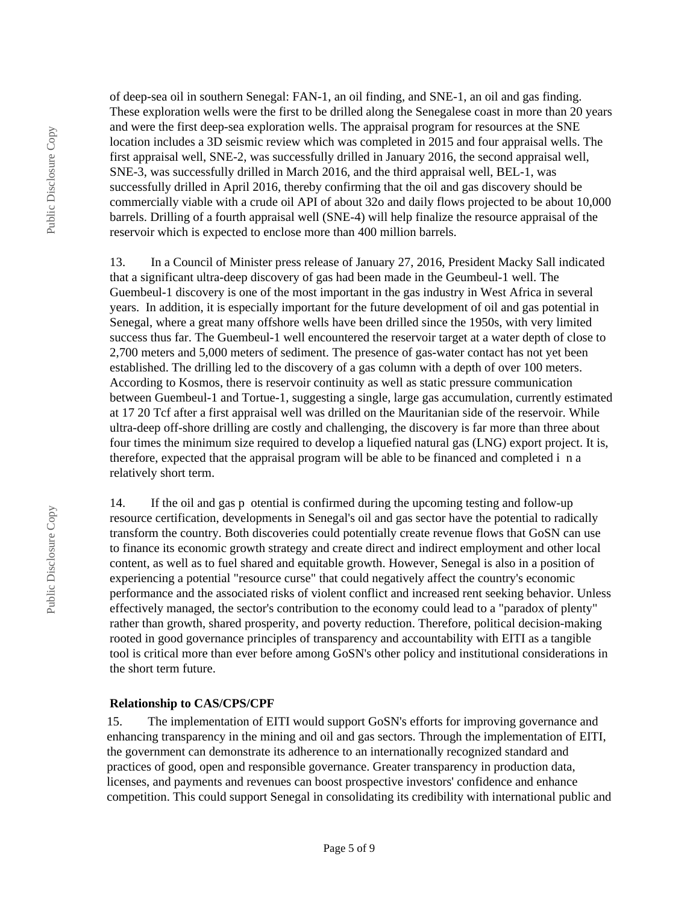of deep-sea oil in southern Senegal: FAN-1, an oil finding, and SNE-1, an oil and gas finding. These exploration wells were the first to be drilled along the Senegalese coast in more than 20 years and were the first deep-sea exploration wells. The appraisal program for resources at the SNE location includes a 3D seismic review which was completed in 2015 and four appraisal wells. The first appraisal well, SNE-2, was successfully drilled in January 2016, the second appraisal well, SNE-3, was successfully drilled in March 2016, and the third appraisal well, BEL-1, was successfully drilled in April 2016, thereby confirming that the oil and gas discovery should be commercially viable with a crude oil API of about 32o and daily flows projected to be about 10,000 barrels. Drilling of a fourth appraisal well (SNE-4) will help finalize the resource appraisal of the reservoir which is expected to enclose more than 400 million barrels.

13. In a Council of Minister press release of January 27, 2016, President Macky Sall indicated that a significant ultra-deep discovery of gas had been made in the Geumbeul-1 well. The Guembeul-1 discovery is one of the most important in the gas industry in West Africa in several years. In addition, it is especially important for the future development of oil and gas potential in Senegal, where a great many offshore wells have been drilled since the 1950s, with very limited success thus far. The Guembeul-1 well encountered the reservoir target at a water depth of close to 2,700 meters and 5,000 meters of sediment. The presence of gas-water contact has not yet been established. The drilling led to the discovery of a gas column with a depth of over 100 meters. According to Kosmos, there is reservoir continuity as well as static pressure communication between Guembeul-1 and Tortue-1, suggesting a single, large gas accumulation, currently estimated at 17 20 Tcf after a first appraisal well was drilled on the Mauritanian side of the reservoir. While ultra-deep off-shore drilling are costly and challenging, the discovery is far more than three about four times the minimum size required to develop a liquefied natural gas (LNG) export project. It is, therefore, expected that the appraisal program will be able to be financed and completed i n a relatively short term.

14. If the oil and gas p otential is confirmed during the upcoming testing and follow-up resource certification, developments in Senegal's oil and gas sector have the potential to radically transform the country. Both discoveries could potentially create revenue flows that GoSN can use to finance its economic growth strategy and create direct and indirect employment and other local content, as well as to fuel shared and equitable growth. However, Senegal is also in a position of experiencing a potential "resource curse" that could negatively affect the country's economic performance and the associated risks of violent conflict and increased rent seeking behavior. Unless effectively managed, the sector's contribution to the economy could lead to a "paradox of plenty" rather than growth, shared prosperity, and poverty reduction. Therefore, political decision-making rooted in good governance principles of transparency and accountability with EITI as a tangible tool is critical more than ever before among GoSN's other policy and institutional considerations in the short term future.

**Relationship to CAS/CPS/CPF**

15. The implementation of EITI would support GoSN's efforts for improving governance and enhancing transparency in the mining and oil and gas sectors. Through the implementation of EITI, the government can demonstrate its adherence to an internationally recognized standard and practices of good, open and responsible governance. Greater transparency in production data, licenses, and payments and revenues can boost prospective investors' confidence and enhance competition. This could support Senegal in consolidating its credibility with international public and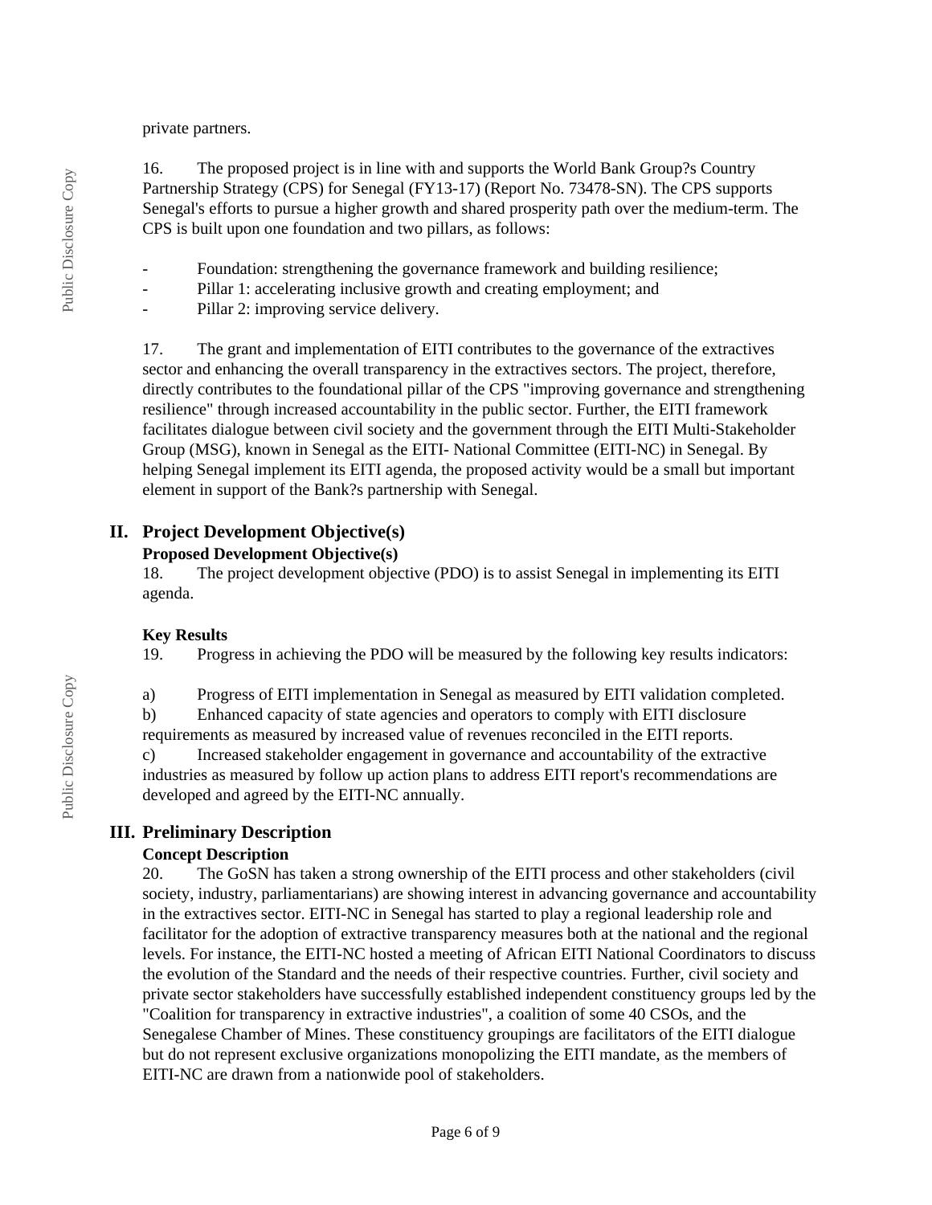private partners.

16. The proposed project is in line with and supports the World Bank Group?s Country Partnership Strategy (CPS) for Senegal (FY13-17) (Report No. 73478-SN). The CPS supports Senegal's efforts to pursue a higher growth and shared prosperity path over the medium-term. The CPS is built upon one foundation and two pillars, as follows:

- Foundation: strengthening the governance framework and building resilience;
- Pillar 1: accelerating inclusive growth and creating employment; and
- Pillar 2: improving service delivery.

17. The grant and implementation of EITI contributes to the governance of the extractives sector and enhancing the overall transparency in the extractives sectors. The project, therefore, directly contributes to the foundational pillar of the CPS "improving governance and strengthening resilience" through increased accountability in the public sector. Further, the EITI framework facilitates dialogue between civil society and the government through the EITI Multi-Stakeholder Group (MSG), known in Senegal as the EITI- National Committee (EITI-NC) in Senegal. By helping Senegal implement its EITI agenda, the proposed activity would be a small but important element in support of the Bank?s partnership with Senegal.

## II. Project Development Objective(s)

### Proposed Development Objective(s)

18. The project development objective (PDO) is to assist Senegal in implementing its EITI agenda.

### Key Results

19. Progress in achieving the PDO will be measured by the following key results indicators:

a) Progress of EITI implementation in Senegal as measured by EITI validation completed.
b) Enhanced capacity of state agencies and operators to comply with EITI disclosure requirements as measured by increased value of revenues reconciled in the EITI reports.
c) Increased stakeholder engagement in governance and accountability of the extractive industries as measured by follow up action plans to address EITI report's recommendations are developed and agreed by the EITI-NC annually.

## III. Preliminary Description

### Concept Description

20. The GoSN has taken a strong ownership of the EITI process and other stakeholders (civil society, industry, parliamentarians) are showing interest in advancing governance and accountability in the extractives sector. EITI-NC in Senegal has started to play a regional leadership role and facilitator for the adoption of extractive transparency measures both at the national and the regional levels. For instance, the EITI-NC hosted a meeting of African EITI National Coordinators to discuss the evolution of the Standard and the needs of their respective countries. Further, civil society and private sector stakeholders have successfully established independent constituency groups led by the "Coalition for transparency in extractive industries", a coalition of some 40 CSOs, and the Senegalese Chamber of Mines. These constituency groupings are facilitators of the EITI dialogue but do not represent exclusive organizations monopolizing the EITI mandate, as the members of EITI-NC are drawn from a nationwide pool of stakeholders.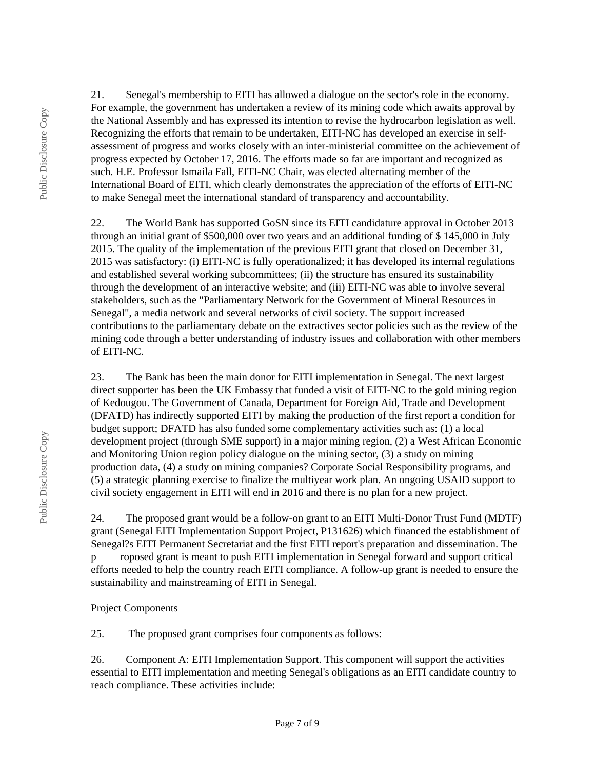21. Senegal's membership to EITI has allowed a dialogue on the sector's role in the economy. For example, the government has undertaken a review of its mining code which awaits approval by the National Assembly and has expressed its intention to revise the hydrocarbon legislation as well. Recognizing the efforts that remain to be undertaken, EITI-NC has developed an exercise in self-assessment of progress and works closely with an inter-ministerial committee on the achievement of progress expected by October 17, 2016. The efforts made so far are important and recognized as such. H.E. Professor Ismaila Fall, EITI-NC Chair, was elected alternating member of the International Board of EITI, which clearly demonstrates the appreciation of the efforts of EITI-NC to make Senegal meet the international standard of transparency and accountability.

22. The World Bank has supported GoSN since its EITI candidature approval in October 2013 through an initial grant of $500,000 over two years and an additional funding of $ 145,000 in July 2015. The quality of the implementation of the previous EITI grant that closed on December 31, 2015 was satisfactory: (i) EITI-NC is fully operationalized; it has developed its internal regulations and established several working subcommittees; (ii) the structure has ensured its sustainability through the development of an interactive website; and (iii) EITI-NC was able to involve several stakeholders, such as the "Parliamentary Network for the Government of Mineral Resources in Senegal", a media network and several networks of civil society. The support increased contributions to the parliamentary debate on the extractives sector policies such as the review of the mining code through a better understanding of industry issues and collaboration with other members of EITI-NC.

23. The Bank has been the main donor for EITI implementation in Senegal. The next largest direct supporter has been the UK Embassy that funded a visit of EITI-NC to the gold mining region of Kedougou. The Government of Canada, Department for Foreign Aid, Trade and Development (DFATD) has indirectly supported EITI by making the production of the first report a condition for budget support; DFATD has also funded some complementary activities such as: (1) a local development project (through SME support) in a major mining region, (2) a West African Economic and Monitoring Union region policy dialogue on the mining sector, (3) a study on mining production data, (4) a study on mining companies? Corporate Social Responsibility programs, and (5) a strategic planning exercise to finalize the multiyear work plan. An ongoing USAID support to civil society engagement in EITI will end in 2016 and there is no plan for a new project.

24. The proposed grant would be a follow-on grant to an EITI Multi-Donor Trust Fund (MDTF) grant (Senegal EITI Implementation Support Project, P131626) which financed the establishment of Senegal?s EITI Permanent Secretariat and the first EITI report's preparation and dissemination. The p roposed grant is meant to push EITI implementation in Senegal forward and support critical efforts needed to help the country reach EITI compliance. A follow-up grant is needed to ensure the sustainability and mainstreaming of EITI in Senegal.

Project Components

25. The proposed grant comprises four components as follows:

26. Component A: EITI Implementation Support. This component will support the activities essential to EITI implementation and meeting Senegal's obligations as an EITI candidate country to reach compliance. These activities include: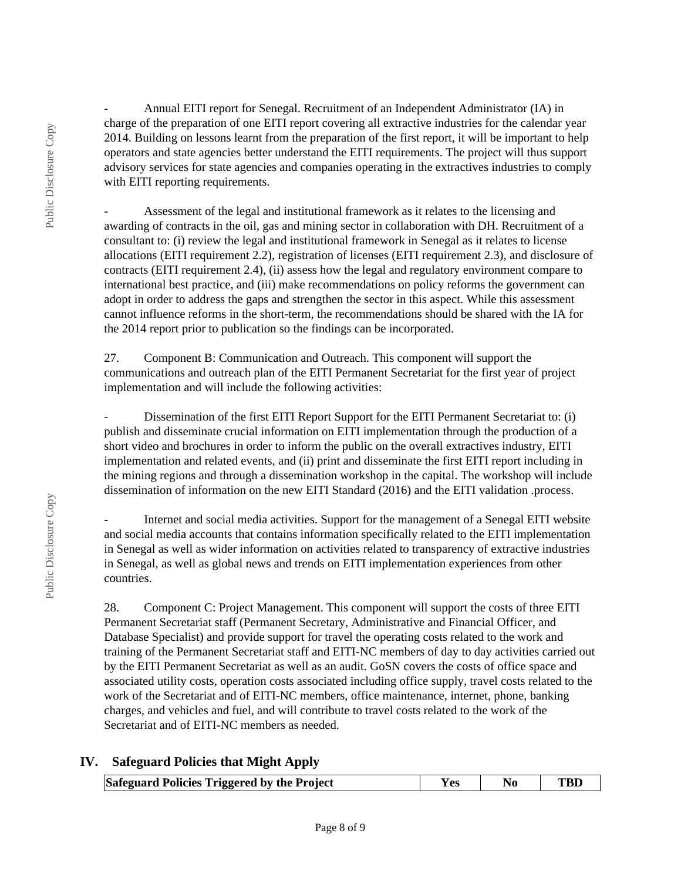- Annual EITI report for Senegal. Recruitment of an Independent Administrator (IA) in charge of the preparation of one EITI report covering all extractive industries for the calendar year 2014. Building on lessons learnt from the preparation of the first report, it will be important to help operators and state agencies better understand the EITI requirements. The project will thus support advisory services for state agencies and companies operating in the extractives industries to comply with EITI reporting requirements.

- Assessment of the legal and institutional framework as it relates to the licensing and awarding of contracts in the oil, gas and mining sector in collaboration with DH. Recruitment of a consultant to: (i) review the legal and institutional framework in Senegal as it relates to license allocations (EITI requirement 2.2), registration of licenses (EITI requirement 2.3), and disclosure of contracts (EITI requirement 2.4), (ii) assess how the legal and regulatory environment compare to international best practice, and (iii) make recommendations on policy reforms the government can adopt in order to address the gaps and strengthen the sector in this aspect. While this assessment cannot influence reforms in the short-term, the recommendations should be shared with the IA for the 2014 report prior to publication so the findings can be incorporated.

27. Component B: Communication and Outreach. This component will support the communications and outreach plan of the EITI Permanent Secretariat for the first year of project implementation and will include the following activities:

- Dissemination of the first EITI Report Support for the EITI Permanent Secretariat to: (i) publish and disseminate crucial information on EITI implementation through the production of a short video and brochures in order to inform the public on the overall extractives industry, EITI implementation and related events, and (ii) print and disseminate the first EITI report including in the mining regions and through a dissemination workshop in the capital. The workshop will include dissemination of information on the new EITI Standard (2016) and the EITI validation .process.

- Internet and social media activities. Support for the management of a Senegal EITI website and social media accounts that contains information specifically related to the EITI implementation in Senegal as well as wider information on activities related to transparency of extractive industries in Senegal, as well as global news and trends on EITI implementation experiences from other countries.

28. Component C: Project Management. This component will support the costs of three EITI Permanent Secretariat staff (Permanent Secretary, Administrative and Financial Officer, and Database Specialist) and provide support for travel the operating costs related to the work and training of the Permanent Secretariat staff and EITI-NC members of day to day activities carried out by the EITI Permanent Secretariat as well as an audit. GoSN covers the costs of office space and associated utility costs, operation costs associated including office supply, travel costs related to the work of the Secretariat and of EITI-NC members, office maintenance, internet, phone, banking charges, and vehicles and fuel, and will contribute to travel costs related to the work of the Secretariat and of EITI-NC members as needed.

## IV. Safeguard Policies that Might Apply

| Safeguard Policies Triggered by the Project | Yes | No | TBD |
| --- | --- | --- | --- |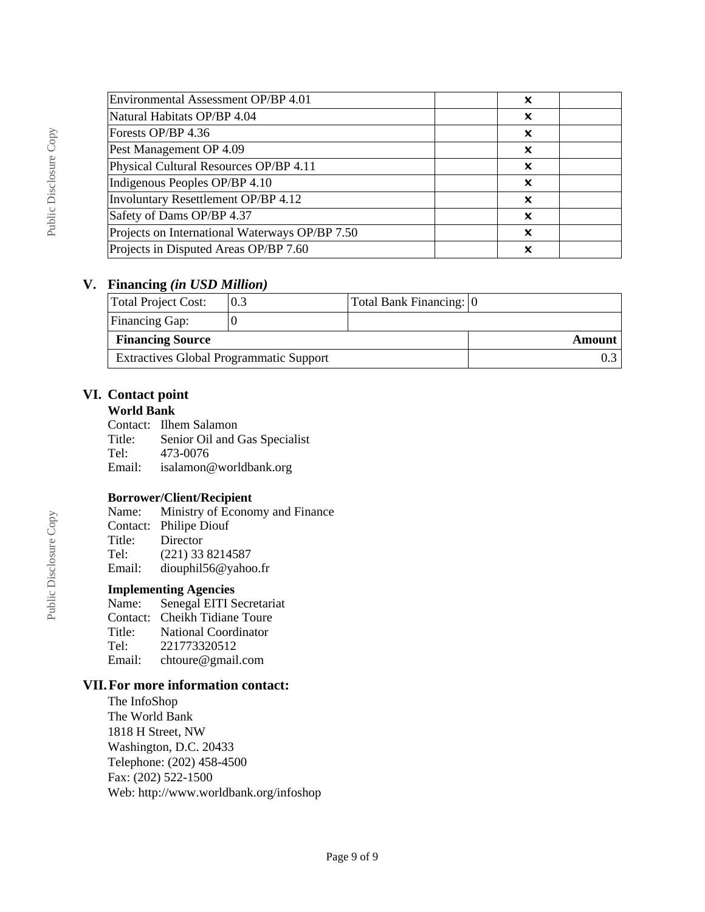| | | | |
|---|---|---|---|
| Environmental Assessment OP/BP 4.01 | | × | |
| Natural Habitats OP/BP 4.04 | | × | |
| Forests OP/BP 4.36 | | × | |
| Pest Management OP 4.09 | | × | |
| Physical Cultural Resources OP/BP 4.11 | | × | |
| Indigenous Peoples OP/BP 4.10 | | × | |
| Involuntary Resettlement OP/BP 4.12 | | × | |
| Safety of Dams OP/BP 4.37 | | × | |
| Projects on International Waterways OP/BP 7.50 | | × | |
| Projects in Disputed Areas OP/BP 7.60 | | × | |

## V. Financing *(in USD Million)*

| | | | |
|---|---|---|---|
| Total Project Cost: | 0.3 | Total Bank Financing: | 0 |
| Financing Gap: | 0 | | |
| **Financing Source** | | | **Amount** |
| Extractives Global Programmatic Support | | | 0.3 |

## VI. Contact point

**World Bank**

Contact: Ilhem Salamon
Title: Senior Oil and Gas Specialist
Tel: 473-0076
Email: isalamon@worldbank.org

**Borrower/Client/Recipient**

Name: Ministry of Economy and Finance
Contact: Philipe Diouf
Title: Director
Tel: (221) 33 8214587
Email: diouphil56@yahoo.fr

**Implementing Agencies**

Name: Senegal EITI Secretariat
Contact: Cheikh Tidiane Toure
Title: National Coordinator
Tel: 221773320512
Email: chtoure@gmail.com

## VII. For more information contact:

The InfoShop
The World Bank
1818 H Street, NW
Washington, D.C. 20433
Telephone: (202) 458-4500
Fax: (202) 522-1500
Web: http://www.worldbank.org/infoshop